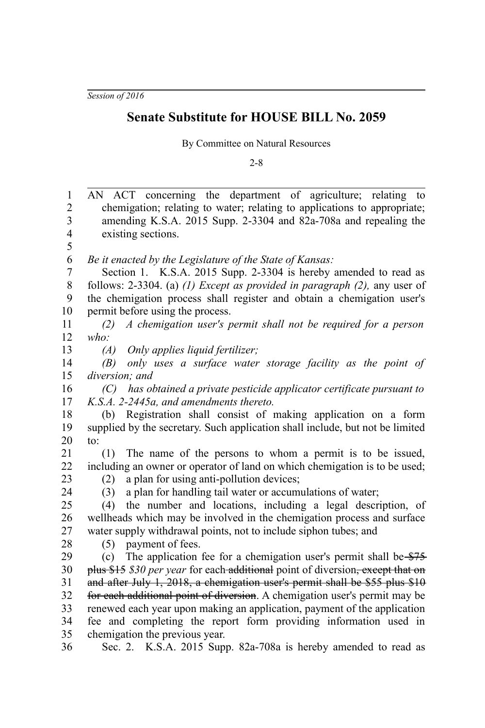*Session of 2016*

# Senate Substitute for HOUSE BILL No. 2059

By Committee on Natural Resources

2-8

AN ACT concerning the department of agriculture; relating to chemigation; relating to water; relating to applications to appropriate; amending K.S.A. 2015 Supp. 2-3304 and 82a-708a and repealing the existing sections.

*Be it enacted by the Legislature of the State of Kansas:*

Section 1. K.S.A. 2015 Supp. 2-3304 is hereby amended to read as follows: 2-3304. (a) *(1) Except as provided in paragraph (2),* any user of the chemigation process shall register and obtain a chemigation user's permit before using the process.

*(2) A chemigation user's permit shall not be required for a person who:*

*(A) Only applies liquid fertilizer;*

*(B) only uses a surface water storage facility as the point of diversion; and*

*(C) has obtained a private pesticide applicator certificate pursuant to K.S.A. 2-2445a, and amendments thereto.*

(b) Registration shall consist of making application on a form supplied by the secretary. Such application shall include, but not be limited to:

(1) The name of the persons to whom a permit is to be issued, including an owner or operator of land on which chemigation is to be used;

(2) a plan for using anti-pollution devices;

(3) a plan for handling tail water or accumulations of water;

(4) the number and locations, including a legal description, of wellheads which may be involved in the chemigation process and surface water supply withdrawal points, not to include siphon tubes; and

(5) payment of fees.

(c) The application fee for a chemigation user's permit shall be ~~$75 plus $15~~ *$30 per year* for each ~~additional~~ point of diversion~~, except that on and after July 1, 2018, a chemigation user's permit shall be $55 plus $10 for each additional point of diversion~~. A chemigation user's permit may be renewed each year upon making an application, payment of the application fee and completing the report form providing information used in chemigation the previous year.

Sec. 2. K.S.A. 2015 Supp. 82a-708a is hereby amended to read as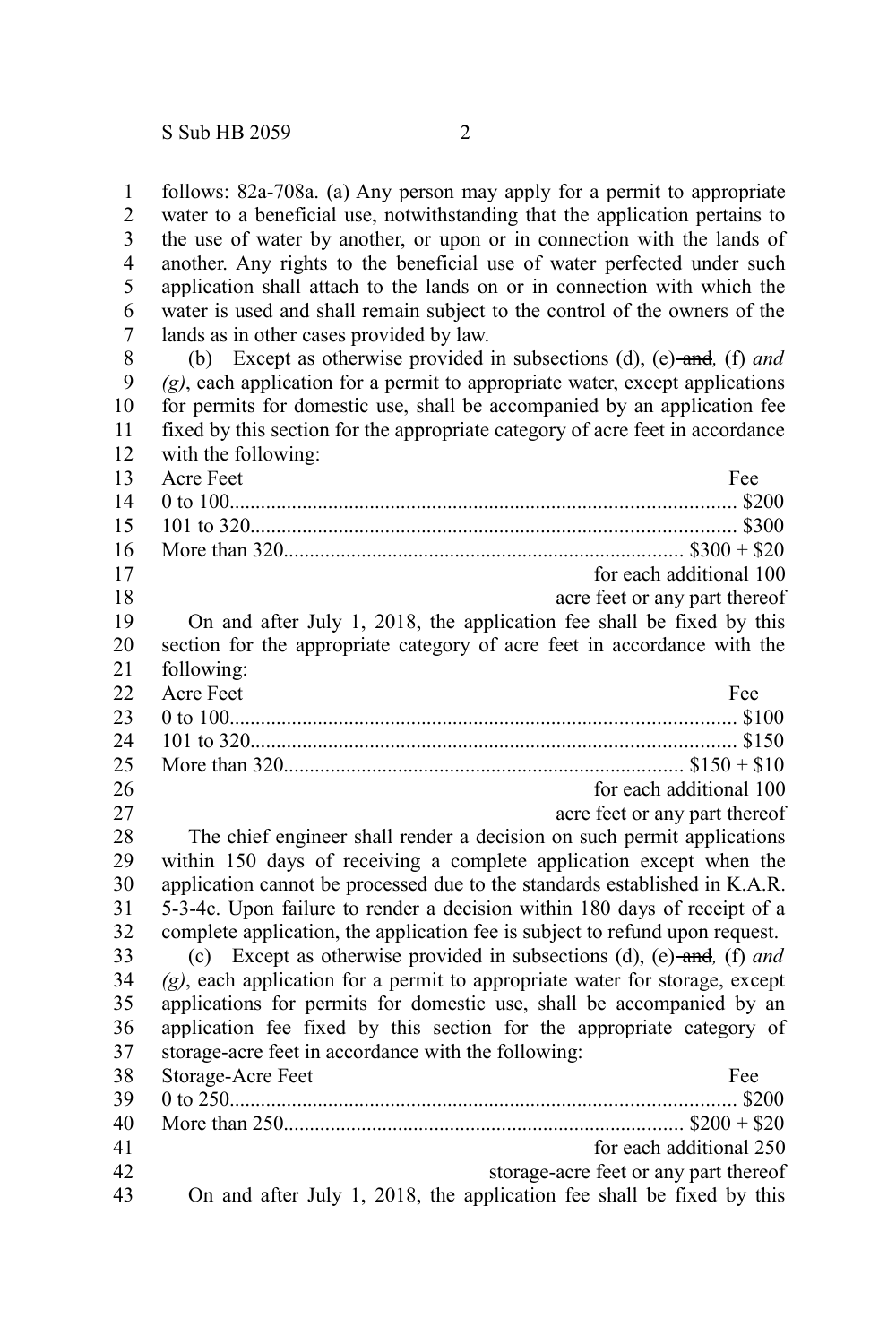follows: 82a-708a. (a) Any person may apply for a permit to appropriate water to a beneficial use, notwithstanding that the application pertains to the use of water by another, or upon or in connection with the lands of another. Any rights to the beneficial use of water perfected under such application shall attach to the lands on or in connection with which the water is used and shall remain subject to the control of the owners of the lands as in other cases provided by law.

(b) Except as otherwise provided in subsections (d), (e) ~~and~~*,* (f) *and (g)*, each application for a permit to appropriate water, except applications for permits for domestic use, shall be accompanied by an application fee fixed by this section for the appropriate category of acre feet in accordance with the following:

| Acre Feet | Fee |
|---|---|
| 0 to 100 | $200 |
| 101 to 320 | $300 |
| More than 320 | $300 + $20 for each additional 100 acre feet or any part thereof |

On and after July 1, 2018, the application fee shall be fixed by this section for the appropriate category of acre feet in accordance with the following:

| Acre Feet | Fee |
|---|---|
| 0 to 100 | $100 |
| 101 to 320 | $150 |
| More than 320 | $150 + $10 for each additional 100 acre feet or any part thereof |

The chief engineer shall render a decision on such permit applications within 150 days of receiving a complete application except when the application cannot be processed due to the standards established in K.A.R. 5-3-4c. Upon failure to render a decision within 180 days of receipt of a complete application, the application fee is subject to refund upon request.

(c) Except as otherwise provided in subsections (d), (e) ~~and~~*,* (f) *and (g)*, each application for a permit to appropriate water for storage, except applications for permits for domestic use, shall be accompanied by an application fee fixed by this section for the appropriate category of storage-acre feet in accordance with the following:

| Storage-Acre Feet | Fee |
|---|---|
| 0 to 250 | $200 |
| More than 250 | $200 + $20 for each additional 250 storage-acre feet or any part thereof |

On and after July 1, 2018, the application fee shall be fixed by this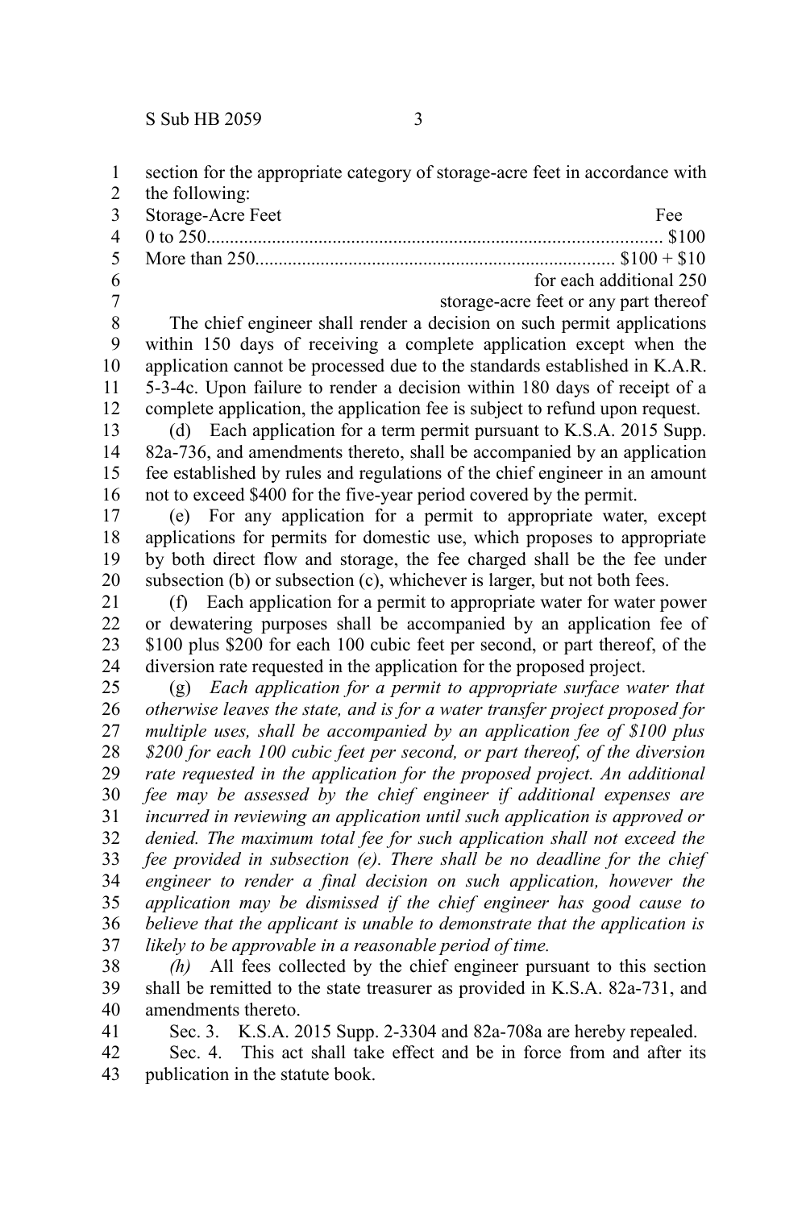section for the appropriate category of storage-acre feet in accordance with the following:

| Storage-Acre Feet | Fee |
|---|---|
| 0 to 250 | $100 |
| More than 250 | $100 + $10 for each additional 250 storage-acre feet or any part thereof |

The chief engineer shall render a decision on such permit applications within 150 days of receiving a complete application except when the application cannot be processed due to the standards established in K.A.R. 5-3-4c. Upon failure to render a decision within 180 days of receipt of a complete application, the application fee is subject to refund upon request.

(d) Each application for a term permit pursuant to K.S.A. 2015 Supp. 82a-736, and amendments thereto, shall be accompanied by an application fee established by rules and regulations of the chief engineer in an amount not to exceed $400 for the five-year period covered by the permit.

(e) For any application for a permit to appropriate water, except applications for permits for domestic use, which proposes to appropriate by both direct flow and storage, the fee charged shall be the fee under subsection (b) or subsection (c), whichever is larger, but not both fees.

(f) Each application for a permit to appropriate water for water power or dewatering purposes shall be accompanied by an application fee of $100 plus $200 for each 100 cubic feet per second, or part thereof, of the diversion rate requested in the application for the proposed project.

(g) *Each application for a permit to appropriate surface water that otherwise leaves the state, and is for a water transfer project proposed for multiple uses, shall be accompanied by an application fee of $100 plus $200 for each 100 cubic feet per second, or part thereof, of the diversion rate requested in the application for the proposed project. An additional fee may be assessed by the chief engineer if additional expenses are incurred in reviewing an application until such application is approved or denied. The maximum total fee for such application shall not exceed the fee provided in subsection (e). There shall be no deadline for the chief engineer to render a final decision on such application, however the application may be dismissed if the chief engineer has good cause to believe that the applicant is unable to demonstrate that the application is likely to be approvable in a reasonable period of time.*

*(h)* All fees collected by the chief engineer pursuant to this section shall be remitted to the state treasurer as provided in K.S.A. 82a-731, and amendments thereto.

Sec. 3. K.S.A. 2015 Supp. 2-3304 and 82a-708a are hereby repealed.

Sec. 4. This act shall take effect and be in force from and after its publication in the statute book.